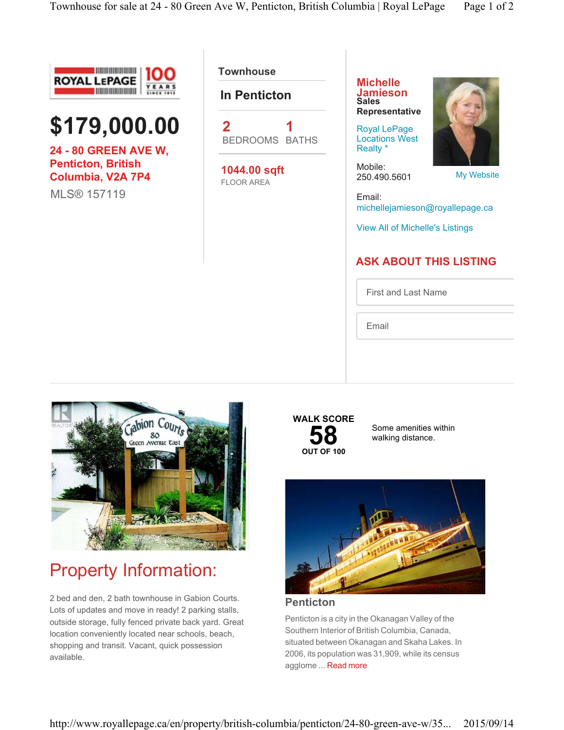# $179,000.00

**24 - 80 GREEN AVE W, Penticton, British Columbia, V2A 7P4**

MLS® 157119

**Townhouse**

## In Penticton

**2** BEDROOMS **1** BATHS

**1044.00 sqft**
FLOOR AREA

**Michelle Jamieson**
**Sales Representative**

Royal LePage Locations West Realty *

Mobile:
250.490.5601

My Website

Email:
michellejamieson@royallepage.ca

View All of Michelle's Listings

## ASK ABOUT THIS LISTING

First and Last Name

Email

**WALK SCORE**
**58**
**OUT OF 100**

Some amenities within walking distance.

## Property Information:

2 bed and den, 2 bath townhouse in Gabion Courts. Lots of updates and move in ready! 2 parking stalls, outside storage, fully fenced private back yard. Great location conveniently located near schools, beach, shopping and transit. Vacant, quick possession available.

### Penticton

Penticton is a city in the Okanagan Valley of the Southern Interior of British Columbia, Canada, situated between Okanagan and Skaha Lakes. In 2006, its population was 31,909, while its census agglome ... Read more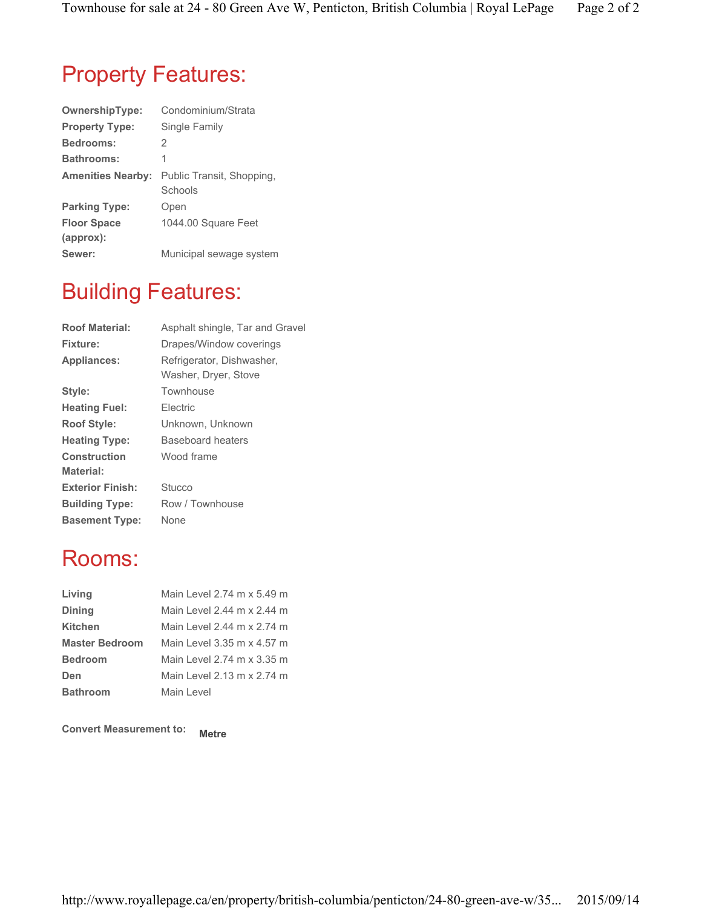## Property Features:

| | |
|---|---|
| **OwnershipType:** | Condominium/Strata |
| **Property Type:** | Single Family |
| **Bedrooms:** | 2 |
| **Bathrooms:** | 1 |
| **Amenities Nearby:** | Public Transit, Shopping, Schools |
| **Parking Type:** | Open |
| **Floor Space (approx):** | 1044.00 Square Feet |
| **Sewer:** | Municipal sewage system |

## Building Features:

| | |
|---|---|
| **Roof Material:** | Asphalt shingle, Tar and Gravel |
| **Fixture:** | Drapes/Window coverings |
| **Appliances:** | Refrigerator, Dishwasher, Washer, Dryer, Stove |
| **Style:** | Townhouse |
| **Heating Fuel:** | Electric |
| **Roof Style:** | Unknown, Unknown |
| **Heating Type:** | Baseboard heaters |
| **Construction Material:** | Wood frame |
| **Exterior Finish:** | Stucco |
| **Building Type:** | Row / Townhouse |
| **Basement Type:** | None |

## Rooms:

| | |
|---|---|
| **Living** | Main Level 2.74 m x 5.49 m |
| **Dining** | Main Level 2.44 m x 2.44 m |
| **Kitchen** | Main Level 2.44 m x 2.74 m |
| **Master Bedroom** | Main Level 3.35 m x 4.57 m |
| **Bedroom** | Main Level 2.74 m x 3.35 m |
| **Den** | Main Level 2.13 m x 2.74 m |
| **Bathroom** | Main Level |

**Convert Measurement to:** **Metre**